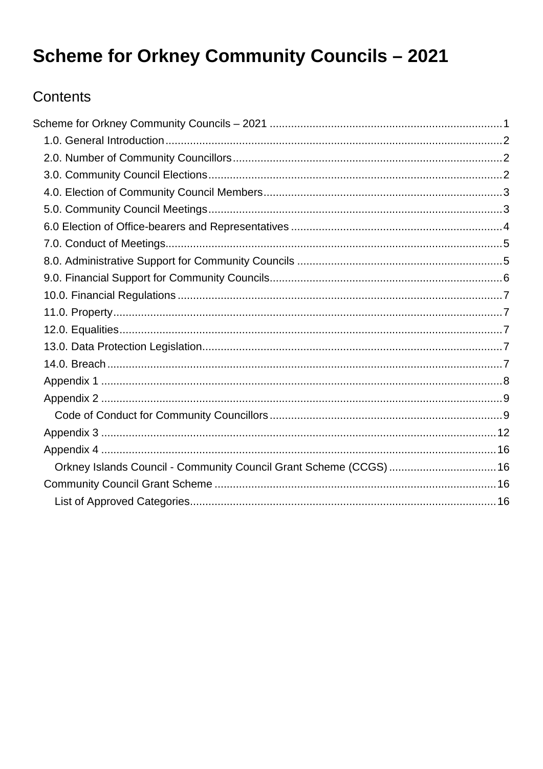# Scheme for Orkney Community Councils – 2021

## Contents

Scheme for Orkney Community Councils – 2021 ... 1

- 1.0. General Introduction ... 2
- 2.0. Number of Community Councillors ... 2
- 3.0. Community Council Elections ... 2
- 4.0. Election of Community Council Members ... 3
- 5.0. Community Council Meetings ... 3
- 6.0 Election of Office-bearers and Representatives ... 4
- 7.0. Conduct of Meetings ... 5
- 8.0. Administrative Support for Community Councils ... 5
- 9.0. Financial Support for Community Councils ... 6
- 10.0. Financial Regulations ... 7
- 11.0. Property ... 7
- 12.0. Equalities ... 7
- 13.0. Data Protection Legislation ... 7
- 14.0. Breach ... 7
- Appendix 1 ... 8
- Appendix 2 ... 9
  - Code of Conduct for Community Councillors ... 9
- Appendix 3 ... 12
- Appendix 4 ... 16
  - Orkney Islands Council - Community Council Grant Scheme (CCGS) ... 16
- Community Council Grant Scheme ... 16
  - List of Approved Categories ... 16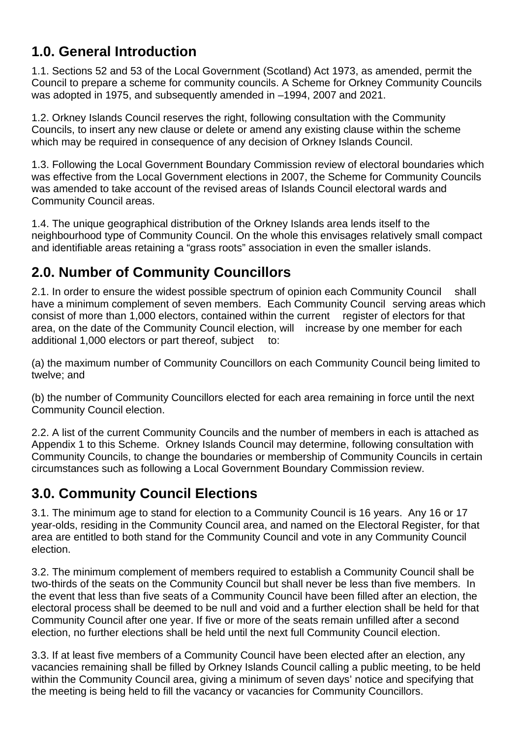## 1.0. General Introduction

1.1. Sections 52 and 53 of the Local Government (Scotland) Act 1973, as amended, permit the Council to prepare a scheme for community councils. A Scheme for Orkney Community Councils was adopted in 1975, and subsequently amended in –1994, 2007 and 2021.

1.2. Orkney Islands Council reserves the right, following consultation with the Community Councils, to insert any new clause or delete or amend any existing clause within the scheme which may be required in consequence of any decision of Orkney Islands Council.

1.3. Following the Local Government Boundary Commission review of electoral boundaries which was effective from the Local Government elections in 2007, the Scheme for Community Councils was amended to take account of the revised areas of Islands Council electoral wards and Community Council areas.

1.4. The unique geographical distribution of the Orkney Islands area lends itself to the neighbourhood type of Community Council. On the whole this envisages relatively small compact and identifiable areas retaining a "grass roots" association in even the smaller islands.

## 2.0. Number of Community Councillors

2.1. In order to ensure the widest possible spectrum of opinion each Community Council shall have a minimum complement of seven members. Each Community Council serving areas which consist of more than 1,000 electors, contained within the current register of electors for that area, on the date of the Community Council election, will increase by one member for each additional 1,000 electors or part thereof, subject to:

(a) the maximum number of Community Councillors on each Community Council being limited to twelve; and

(b) the number of Community Councillors elected for each area remaining in force until the next Community Council election.

2.2. A list of the current Community Councils and the number of members in each is attached as Appendix 1 to this Scheme. Orkney Islands Council may determine, following consultation with Community Councils, to change the boundaries or membership of Community Councils in certain circumstances such as following a Local Government Boundary Commission review.

## 3.0. Community Council Elections

3.1. The minimum age to stand for election to a Community Council is 16 years. Any 16 or 17 year-olds, residing in the Community Council area, and named on the Electoral Register, for that area are entitled to both stand for the Community Council and vote in any Community Council election.

3.2. The minimum complement of members required to establish a Community Council shall be two-thirds of the seats on the Community Council but shall never be less than five members. In the event that less than five seats of a Community Council have been filled after an election, the electoral process shall be deemed to be null and void and a further election shall be held for that Community Council after one year. If five or more of the seats remain unfilled after a second election, no further elections shall be held until the next full Community Council election.

3.3. If at least five members of a Community Council have been elected after an election, any vacancies remaining shall be filled by Orkney Islands Council calling a public meeting, to be held within the Community Council area, giving a minimum of seven days' notice and specifying that the meeting is being held to fill the vacancy or vacancies for Community Councillors.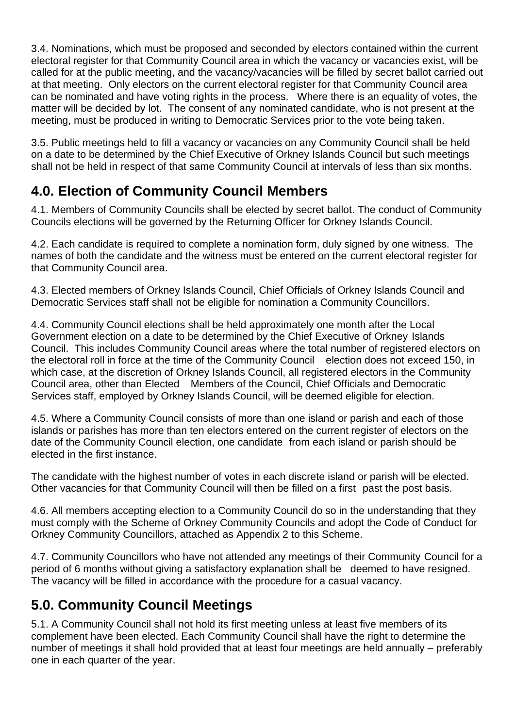3.4. Nominations, which must be proposed and seconded by electors contained within the current electoral register for that Community Council area in which the vacancy or vacancies exist, will be called for at the public meeting, and the vacancy/vacancies will be filled by secret ballot carried out at that meeting. Only electors on the current electoral register for that Community Council area can be nominated and have voting rights in the process. Where there is an equality of votes, the matter will be decided by lot. The consent of any nominated candidate, who is not present at the meeting, must be produced in writing to Democratic Services prior to the vote being taken.

3.5. Public meetings held to fill a vacancy or vacancies on any Community Council shall be held on a date to be determined by the Chief Executive of Orkney Islands Council but such meetings shall not be held in respect of that same Community Council at intervals of less than six months.

## 4.0. Election of Community Council Members

4.1. Members of Community Councils shall be elected by secret ballot. The conduct of Community Councils elections will be governed by the Returning Officer for Orkney Islands Council.

4.2. Each candidate is required to complete a nomination form, duly signed by one witness. The names of both the candidate and the witness must be entered on the current electoral register for that Community Council area.

4.3. Elected members of Orkney Islands Council, Chief Officials of Orkney Islands Council and Democratic Services staff shall not be eligible for nomination a Community Councillors.

4.4. Community Council elections shall be held approximately one month after the Local Government election on a date to be determined by the Chief Executive of Orkney Islands Council. This includes Community Council areas where the total number of registered electors on the electoral roll in force at the time of the Community Council election does not exceed 150, in which case, at the discretion of Orkney Islands Council, all registered electors in the Community Council area, other than Elected Members of the Council, Chief Officials and Democratic Services staff, employed by Orkney Islands Council, will be deemed eligible for election.

4.5. Where a Community Council consists of more than one island or parish and each of those islands or parishes has more than ten electors entered on the current register of electors on the date of the Community Council election, one candidate from each island or parish should be elected in the first instance.

The candidate with the highest number of votes in each discrete island or parish will be elected. Other vacancies for that Community Council will then be filled on a first past the post basis.

4.6. All members accepting election to a Community Council do so in the understanding that they must comply with the Scheme of Orkney Community Councils and adopt the Code of Conduct for Orkney Community Councillors, attached as Appendix 2 to this Scheme.

4.7. Community Councillors who have not attended any meetings of their Community Council for a period of 6 months without giving a satisfactory explanation shall be deemed to have resigned. The vacancy will be filled in accordance with the procedure for a casual vacancy.

## 5.0. Community Council Meetings

5.1. A Community Council shall not hold its first meeting unless at least five members of its complement have been elected. Each Community Council shall have the right to determine the number of meetings it shall hold provided that at least four meetings are held annually – preferably one in each quarter of the year.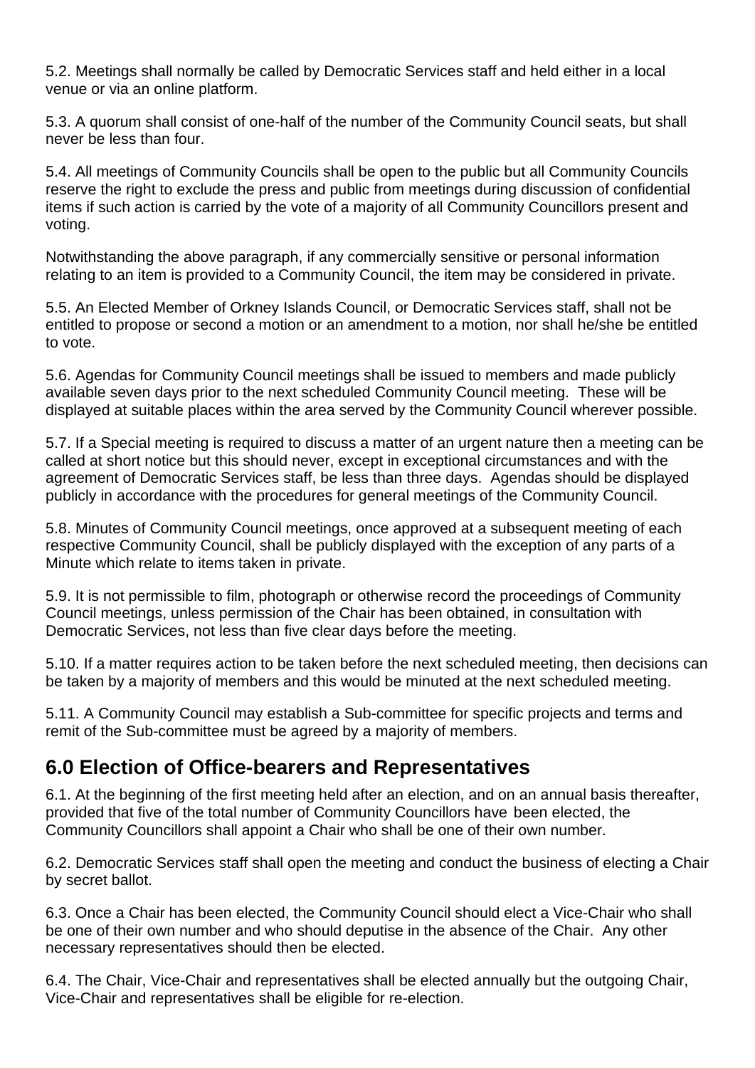5.2. Meetings shall normally be called by Democratic Services staff and held either in a local venue or via an online platform.

5.3. A quorum shall consist of one-half of the number of the Community Council seats, but shall never be less than four.

5.4. All meetings of Community Councils shall be open to the public but all Community Councils reserve the right to exclude the press and public from meetings during discussion of confidential items if such action is carried by the vote of a majority of all Community Councillors present and voting.

Notwithstanding the above paragraph, if any commercially sensitive or personal information relating to an item is provided to a Community Council, the item may be considered in private.

5.5. An Elected Member of Orkney Islands Council, or Democratic Services staff, shall not be entitled to propose or second a motion or an amendment to a motion, nor shall he/she be entitled to vote.

5.6. Agendas for Community Council meetings shall be issued to members and made publicly available seven days prior to the next scheduled Community Council meeting. These will be displayed at suitable places within the area served by the Community Council wherever possible.

5.7. If a Special meeting is required to discuss a matter of an urgent nature then a meeting can be called at short notice but this should never, except in exceptional circumstances and with the agreement of Democratic Services staff, be less than three days. Agendas should be displayed publicly in accordance with the procedures for general meetings of the Community Council.

5.8. Minutes of Community Council meetings, once approved at a subsequent meeting of each respective Community Council, shall be publicly displayed with the exception of any parts of a Minute which relate to items taken in private.

5.9. It is not permissible to film, photograph or otherwise record the proceedings of Community Council meetings, unless permission of the Chair has been obtained, in consultation with Democratic Services, not less than five clear days before the meeting.

5.10. If a matter requires action to be taken before the next scheduled meeting, then decisions can be taken by a majority of members and this would be minuted at the next scheduled meeting.

5.11. A Community Council may establish a Sub-committee for specific projects and terms and remit of the Sub-committee must be agreed by a majority of members.

## 6.0 Election of Office-bearers and Representatives

6.1. At the beginning of the first meeting held after an election, and on an annual basis thereafter, provided that five of the total number of Community Councillors have been elected, the Community Councillors shall appoint a Chair who shall be one of their own number.

6.2. Democratic Services staff shall open the meeting and conduct the business of electing a Chair by secret ballot.

6.3. Once a Chair has been elected, the Community Council should elect a Vice-Chair who shall be one of their own number and who should deputise in the absence of the Chair. Any other necessary representatives should then be elected.

6.4. The Chair, Vice-Chair and representatives shall be elected annually but the outgoing Chair, Vice-Chair and representatives shall be eligible for re-election.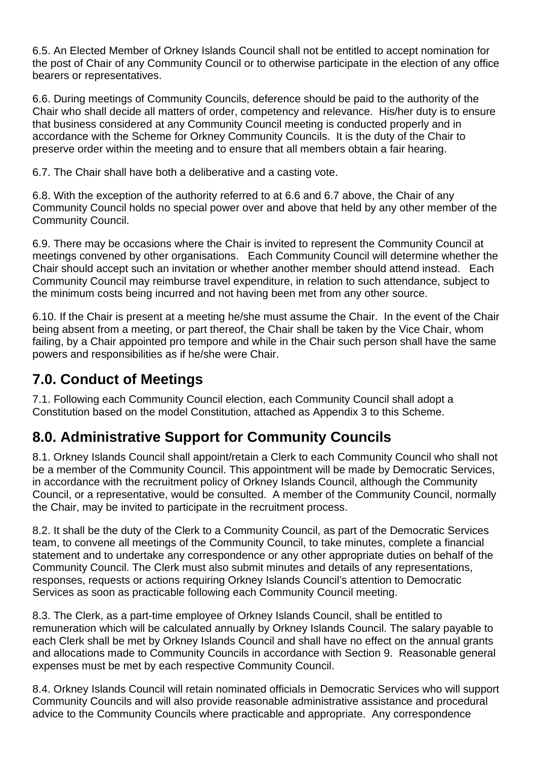6.5. An Elected Member of Orkney Islands Council shall not be entitled to accept nomination for the post of Chair of any Community Council or to otherwise participate in the election of any office bearers or representatives.

6.6. During meetings of Community Councils, deference should be paid to the authority of the Chair who shall decide all matters of order, competency and relevance. His/her duty is to ensure that business considered at any Community Council meeting is conducted properly and in accordance with the Scheme for Orkney Community Councils. It is the duty of the Chair to preserve order within the meeting and to ensure that all members obtain a fair hearing.

6.7. The Chair shall have both a deliberative and a casting vote.

6.8. With the exception of the authority referred to at 6.6 and 6.7 above, the Chair of any Community Council holds no special power over and above that held by any other member of the Community Council.

6.9. There may be occasions where the Chair is invited to represent the Community Council at meetings convened by other organisations. Each Community Council will determine whether the Chair should accept such an invitation or whether another member should attend instead. Each Community Council may reimburse travel expenditure, in relation to such attendance, subject to the minimum costs being incurred and not having been met from any other source.

6.10. If the Chair is present at a meeting he/she must assume the Chair. In the event of the Chair being absent from a meeting, or part thereof, the Chair shall be taken by the Vice Chair, whom failing, by a Chair appointed pro tempore and while in the Chair such person shall have the same powers and responsibilities as if he/she were Chair.

## 7.0. Conduct of Meetings

7.1. Following each Community Council election, each Community Council shall adopt a Constitution based on the model Constitution, attached as Appendix 3 to this Scheme.

## 8.0. Administrative Support for Community Councils

8.1. Orkney Islands Council shall appoint/retain a Clerk to each Community Council who shall not be a member of the Community Council. This appointment will be made by Democratic Services, in accordance with the recruitment policy of Orkney Islands Council, although the Community Council, or a representative, would be consulted. A member of the Community Council, normally the Chair, may be invited to participate in the recruitment process.

8.2. It shall be the duty of the Clerk to a Community Council, as part of the Democratic Services team, to convene all meetings of the Community Council, to take minutes, complete a financial statement and to undertake any correspondence or any other appropriate duties on behalf of the Community Council. The Clerk must also submit minutes and details of any representations, responses, requests or actions requiring Orkney Islands Council's attention to Democratic Services as soon as practicable following each Community Council meeting.

8.3. The Clerk, as a part-time employee of Orkney Islands Council, shall be entitled to remuneration which will be calculated annually by Orkney Islands Council. The salary payable to each Clerk shall be met by Orkney Islands Council and shall have no effect on the annual grants and allocations made to Community Councils in accordance with Section 9. Reasonable general expenses must be met by each respective Community Council.

8.4. Orkney Islands Council will retain nominated officials in Democratic Services who will support Community Councils and will also provide reasonable administrative assistance and procedural advice to the Community Councils where practicable and appropriate. Any correspondence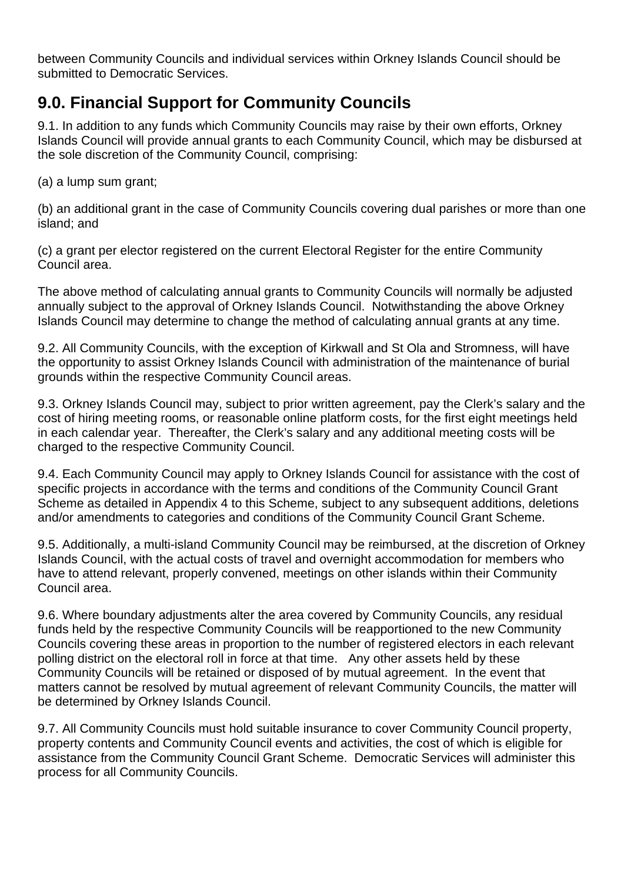between Community Councils and individual services within Orkney Islands Council should be submitted to Democratic Services.

## 9.0. Financial Support for Community Councils

9.1. In addition to any funds which Community Councils may raise by their own efforts, Orkney Islands Council will provide annual grants to each Community Council, which may be disbursed at the sole discretion of the Community Council, comprising:

(a) a lump sum grant;

(b) an additional grant in the case of Community Councils covering dual parishes or more than one island; and

(c) a grant per elector registered on the current Electoral Register for the entire Community Council area.

The above method of calculating annual grants to Community Councils will normally be adjusted annually subject to the approval of Orkney Islands Council. Notwithstanding the above Orkney Islands Council may determine to change the method of calculating annual grants at any time.

9.2. All Community Councils, with the exception of Kirkwall and St Ola and Stromness, will have the opportunity to assist Orkney Islands Council with administration of the maintenance of burial grounds within the respective Community Council areas.

9.3. Orkney Islands Council may, subject to prior written agreement, pay the Clerk's salary and the cost of hiring meeting rooms, or reasonable online platform costs, for the first eight meetings held in each calendar year. Thereafter, the Clerk's salary and any additional meeting costs will be charged to the respective Community Council.

9.4. Each Community Council may apply to Orkney Islands Council for assistance with the cost of specific projects in accordance with the terms and conditions of the Community Council Grant Scheme as detailed in Appendix 4 to this Scheme, subject to any subsequent additions, deletions and/or amendments to categories and conditions of the Community Council Grant Scheme.

9.5. Additionally, a multi-island Community Council may be reimbursed, at the discretion of Orkney Islands Council, with the actual costs of travel and overnight accommodation for members who have to attend relevant, properly convened, meetings on other islands within their Community Council area.

9.6. Where boundary adjustments alter the area covered by Community Councils, any residual funds held by the respective Community Councils will be reapportioned to the new Community Councils covering these areas in proportion to the number of registered electors in each relevant polling district on the electoral roll in force at that time. Any other assets held by these Community Councils will be retained or disposed of by mutual agreement. In the event that matters cannot be resolved by mutual agreement of relevant Community Councils, the matter will be determined by Orkney Islands Council.

9.7. All Community Councils must hold suitable insurance to cover Community Council property, property contents and Community Council events and activities, the cost of which is eligible for assistance from the Community Council Grant Scheme. Democratic Services will administer this process for all Community Councils.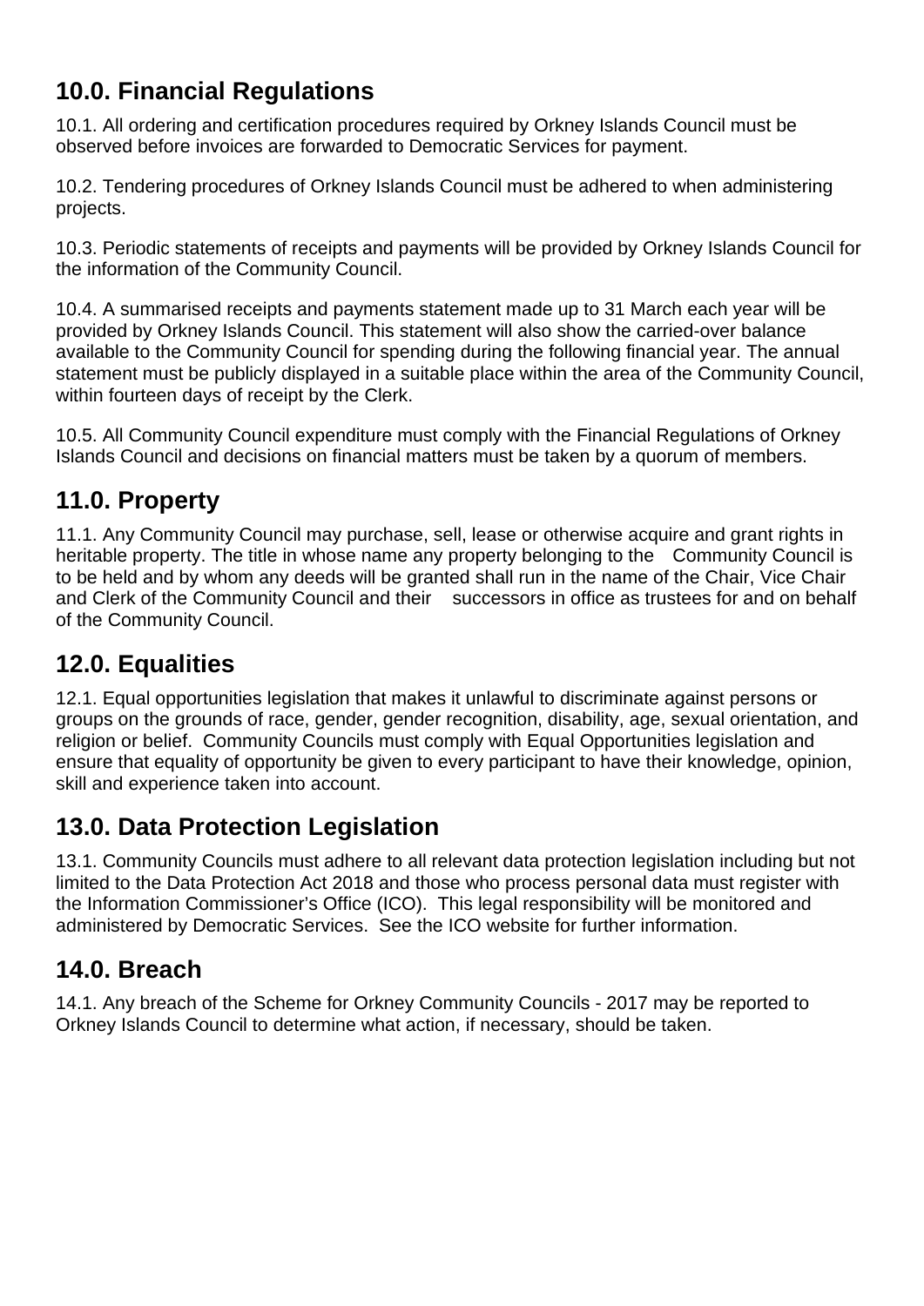## 10.0. Financial Regulations

10.1. All ordering and certification procedures required by Orkney Islands Council must be observed before invoices are forwarded to Democratic Services for payment.

10.2. Tendering procedures of Orkney Islands Council must be adhered to when administering projects.

10.3. Periodic statements of receipts and payments will be provided by Orkney Islands Council for the information of the Community Council.

10.4. A summarised receipts and payments statement made up to 31 March each year will be provided by Orkney Islands Council. This statement will also show the carried-over balance available to the Community Council for spending during the following financial year. The annual statement must be publicly displayed in a suitable place within the area of the Community Council, within fourteen days of receipt by the Clerk.

10.5. All Community Council expenditure must comply with the Financial Regulations of Orkney Islands Council and decisions on financial matters must be taken by a quorum of members.

## 11.0. Property

11.1. Any Community Council may purchase, sell, lease or otherwise acquire and grant rights in heritable property. The title in whose name any property belonging to the Community Council is to be held and by whom any deeds will be granted shall run in the name of the Chair, Vice Chair and Clerk of the Community Council and their successors in office as trustees for and on behalf of the Community Council.

## 12.0. Equalities

12.1. Equal opportunities legislation that makes it unlawful to discriminate against persons or groups on the grounds of race, gender, gender recognition, disability, age, sexual orientation, and religion or belief. Community Councils must comply with Equal Opportunities legislation and ensure that equality of opportunity be given to every participant to have their knowledge, opinion, skill and experience taken into account.

## 13.0. Data Protection Legislation

13.1. Community Councils must adhere to all relevant data protection legislation including but not limited to the Data Protection Act 2018 and those who process personal data must register with the Information Commissioner's Office (ICO). This legal responsibility will be monitored and administered by Democratic Services. See the ICO website for further information.

## 14.0. Breach

14.1. Any breach of the Scheme for Orkney Community Councils - 2017 may be reported to Orkney Islands Council to determine what action, if necessary, should be taken.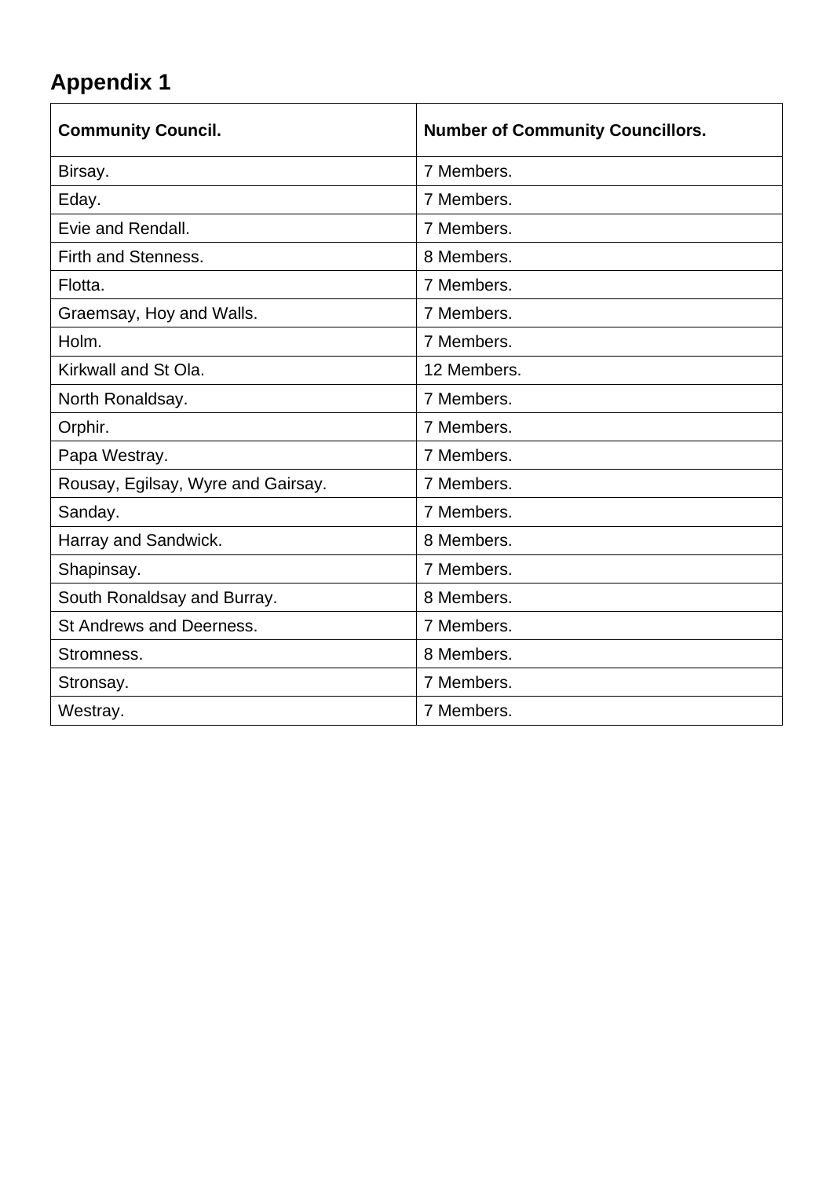# Appendix 1

| Community Council. | Number of Community Councillors. |
|---|---|
| Birsay. | 7 Members. |
| Eday. | 7 Members. |
| Evie and Rendall. | 7 Members. |
| Firth and Stenness. | 8 Members. |
| Flotta. | 7 Members. |
| Graemsay, Hoy and Walls. | 7 Members. |
| Holm. | 7 Members. |
| Kirkwall and St Ola. | 12 Members. |
| North Ronaldsay. | 7 Members. |
| Orphir. | 7 Members. |
| Papa Westray. | 7 Members. |
| Rousay, Egilsay, Wyre and Gairsay. | 7 Members. |
| Sanday. | 7 Members. |
| Harray and Sandwick. | 8 Members. |
| Shapinsay. | 7 Members. |
| South Ronaldsay and Burray. | 8 Members. |
| St Andrews and Deerness. | 7 Members. |
| Stromness. | 8 Members. |
| Stronsay. | 7 Members. |
| Westray. | 7 Members. |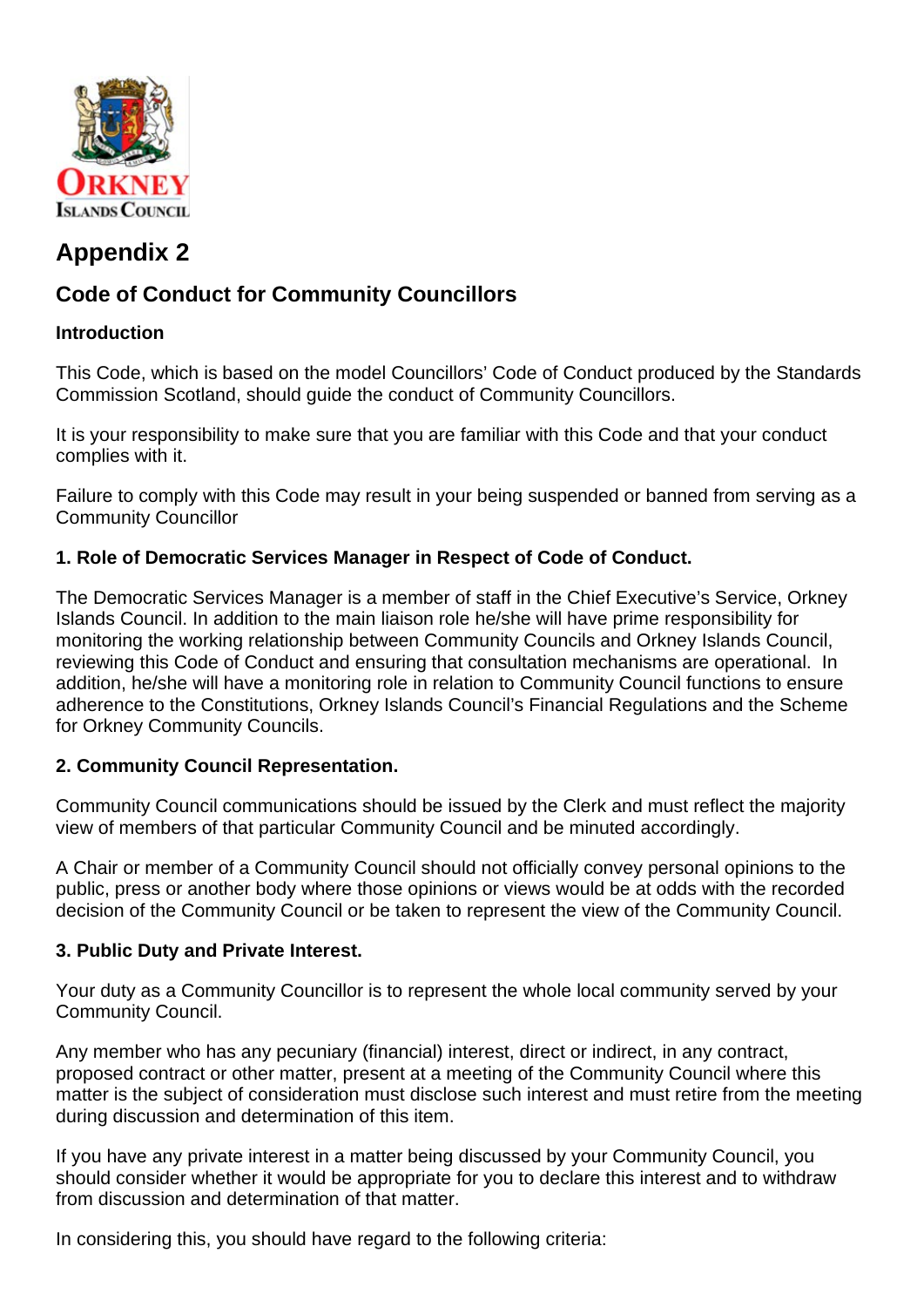# Appendix 2

## Code of Conduct for Community Councillors

### Introduction

This Code, which is based on the model Councillors' Code of Conduct produced by the Standards Commission Scotland, should guide the conduct of Community Councillors.

It is your responsibility to make sure that you are familiar with this Code and that your conduct complies with it.

Failure to comply with this Code may result in your being suspended or banned from serving as a Community Councillor

### 1. Role of Democratic Services Manager in Respect of Code of Conduct.

The Democratic Services Manager is a member of staff in the Chief Executive's Service, Orkney Islands Council. In addition to the main liaison role he/she will have prime responsibility for monitoring the working relationship between Community Councils and Orkney Islands Council, reviewing this Code of Conduct and ensuring that consultation mechanisms are operational. In addition, he/she will have a monitoring role in relation to Community Council functions to ensure adherence to the Constitutions, Orkney Islands Council's Financial Regulations and the Scheme for Orkney Community Councils.

### 2. Community Council Representation.

Community Council communications should be issued by the Clerk and must reflect the majority view of members of that particular Community Council and be minuted accordingly.

A Chair or member of a Community Council should not officially convey personal opinions to the public, press or another body where those opinions or views would be at odds with the recorded decision of the Community Council or be taken to represent the view of the Community Council.

### 3. Public Duty and Private Interest.

Your duty as a Community Councillor is to represent the whole local community served by your Community Council.

Any member who has any pecuniary (financial) interest, direct or indirect, in any contract, proposed contract or other matter, present at a meeting of the Community Council where this matter is the subject of consideration must disclose such interest and must retire from the meeting during discussion and determination of this item.

If you have any private interest in a matter being discussed by your Community Council, you should consider whether it would be appropriate for you to declare this interest and to withdraw from discussion and determination of that matter.

In considering this, you should have regard to the following criteria: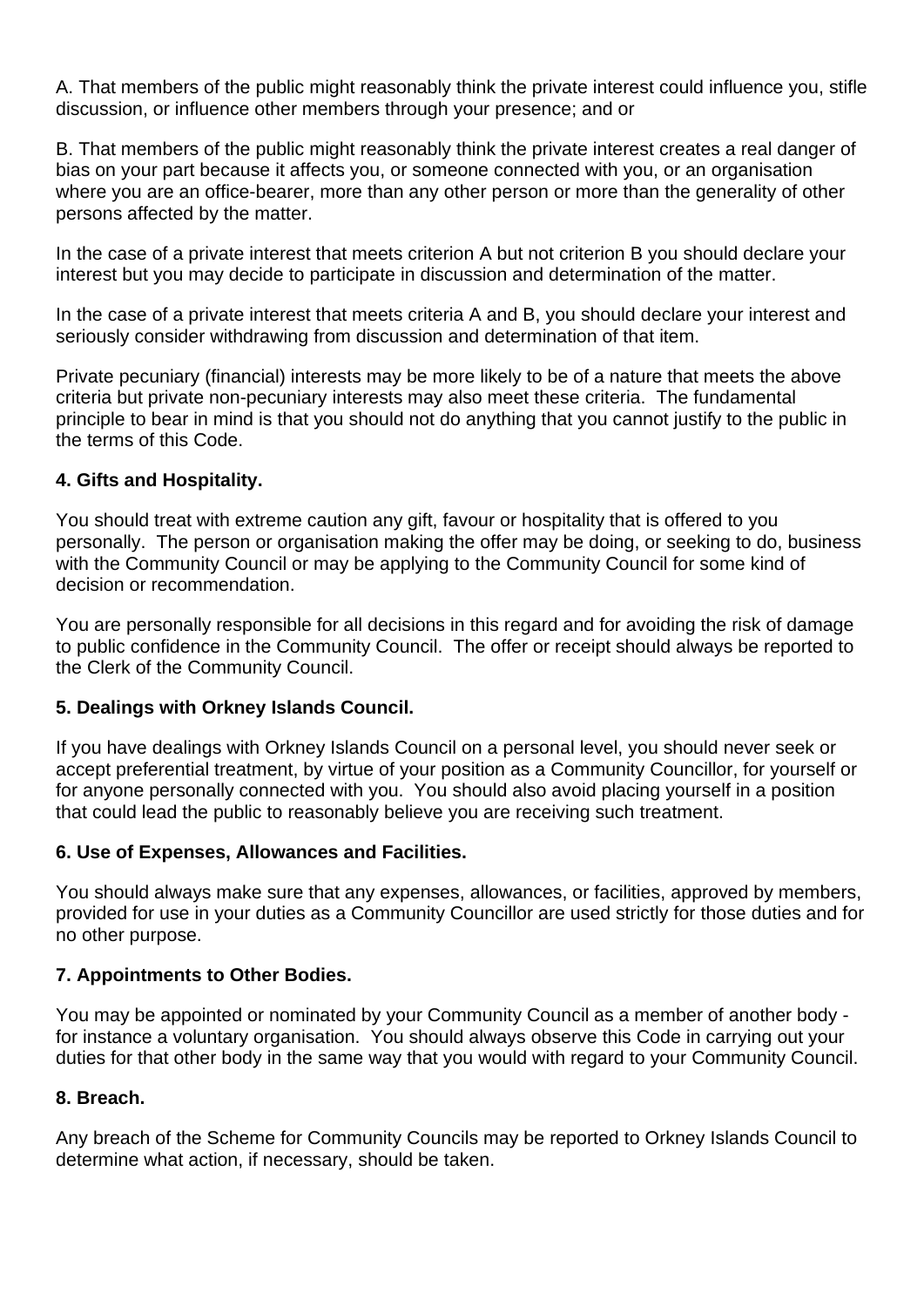A. That members of the public might reasonably think the private interest could influence you, stifle discussion, or influence other members through your presence; and or

B. That members of the public might reasonably think the private interest creates a real danger of bias on your part because it affects you, or someone connected with you, or an organisation where you are an office-bearer, more than any other person or more than the generality of other persons affected by the matter.

In the case of a private interest that meets criterion A but not criterion B you should declare your interest but you may decide to participate in discussion and determination of the matter.

In the case of a private interest that meets criteria A and B, you should declare your interest and seriously consider withdrawing from discussion and determination of that item.

Private pecuniary (financial) interests may be more likely to be of a nature that meets the above criteria but private non-pecuniary interests may also meet these criteria. The fundamental principle to bear in mind is that you should not do anything that you cannot justify to the public in the terms of this Code.

**4. Gifts and Hospitality.**

You should treat with extreme caution any gift, favour or hospitality that is offered to you personally. The person or organisation making the offer may be doing, or seeking to do, business with the Community Council or may be applying to the Community Council for some kind of decision or recommendation.

You are personally responsible for all decisions in this regard and for avoiding the risk of damage to public confidence in the Community Council. The offer or receipt should always be reported to the Clerk of the Community Council.

**5. Dealings with Orkney Islands Council.**

If you have dealings with Orkney Islands Council on a personal level, you should never seek or accept preferential treatment, by virtue of your position as a Community Councillor, for yourself or for anyone personally connected with you. You should also avoid placing yourself in a position that could lead the public to reasonably believe you are receiving such treatment.

**6. Use of Expenses, Allowances and Facilities.**

You should always make sure that any expenses, allowances, or facilities, approved by members, provided for use in your duties as a Community Councillor are used strictly for those duties and for no other purpose.

**7. Appointments to Other Bodies.**

You may be appointed or nominated by your Community Council as a member of another body - for instance a voluntary organisation. You should always observe this Code in carrying out your duties for that other body in the same way that you would with regard to your Community Council.

**8. Breach.**

Any breach of the Scheme for Community Councils may be reported to Orkney Islands Council to determine what action, if necessary, should be taken.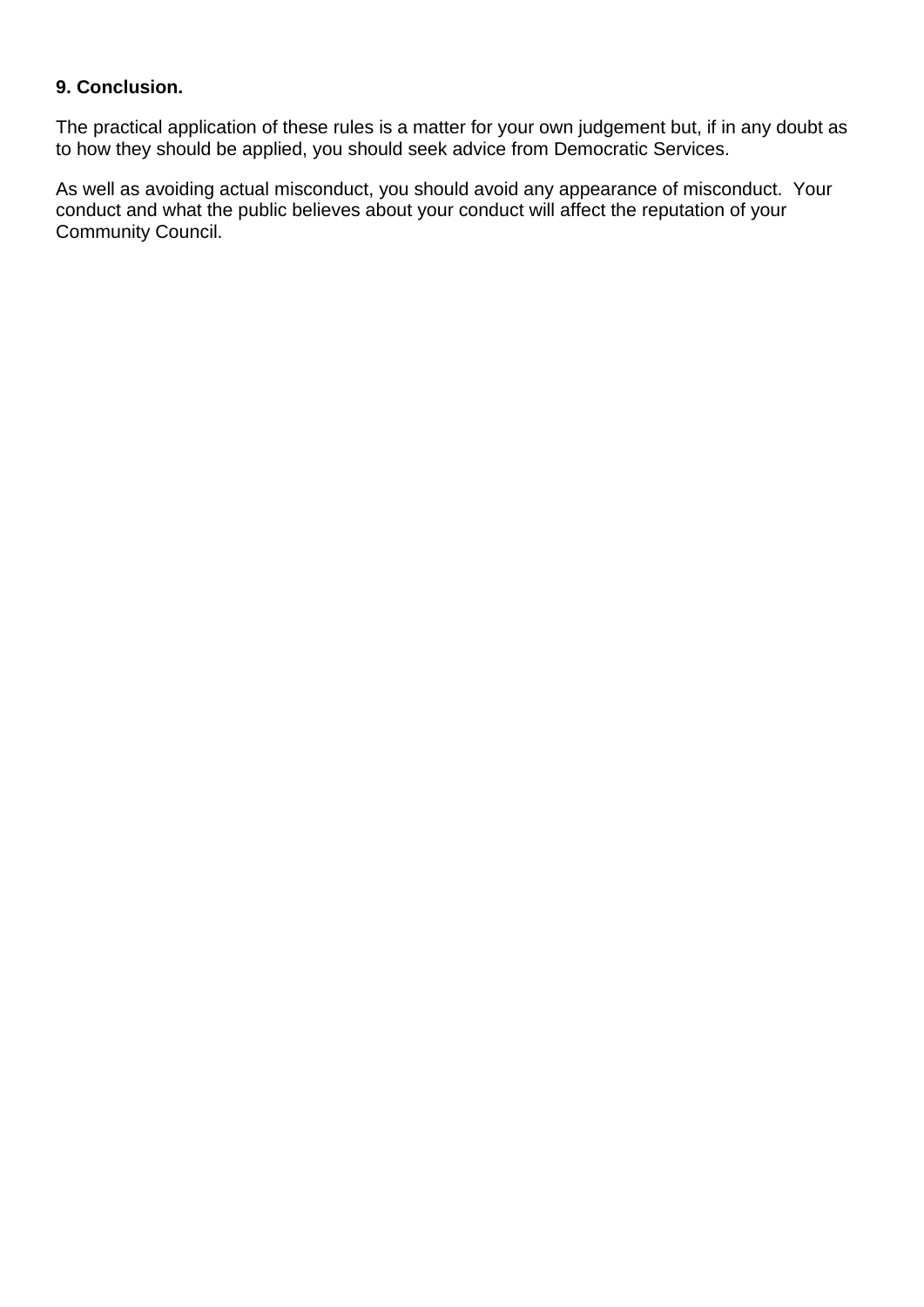**9. Conclusion.**

The practical application of these rules is a matter for your own judgement but, if in any doubt as to how they should be applied, you should seek advice from Democratic Services.

As well as avoiding actual misconduct, you should avoid any appearance of misconduct. Your conduct and what the public believes about your conduct will affect the reputation of your Community Council.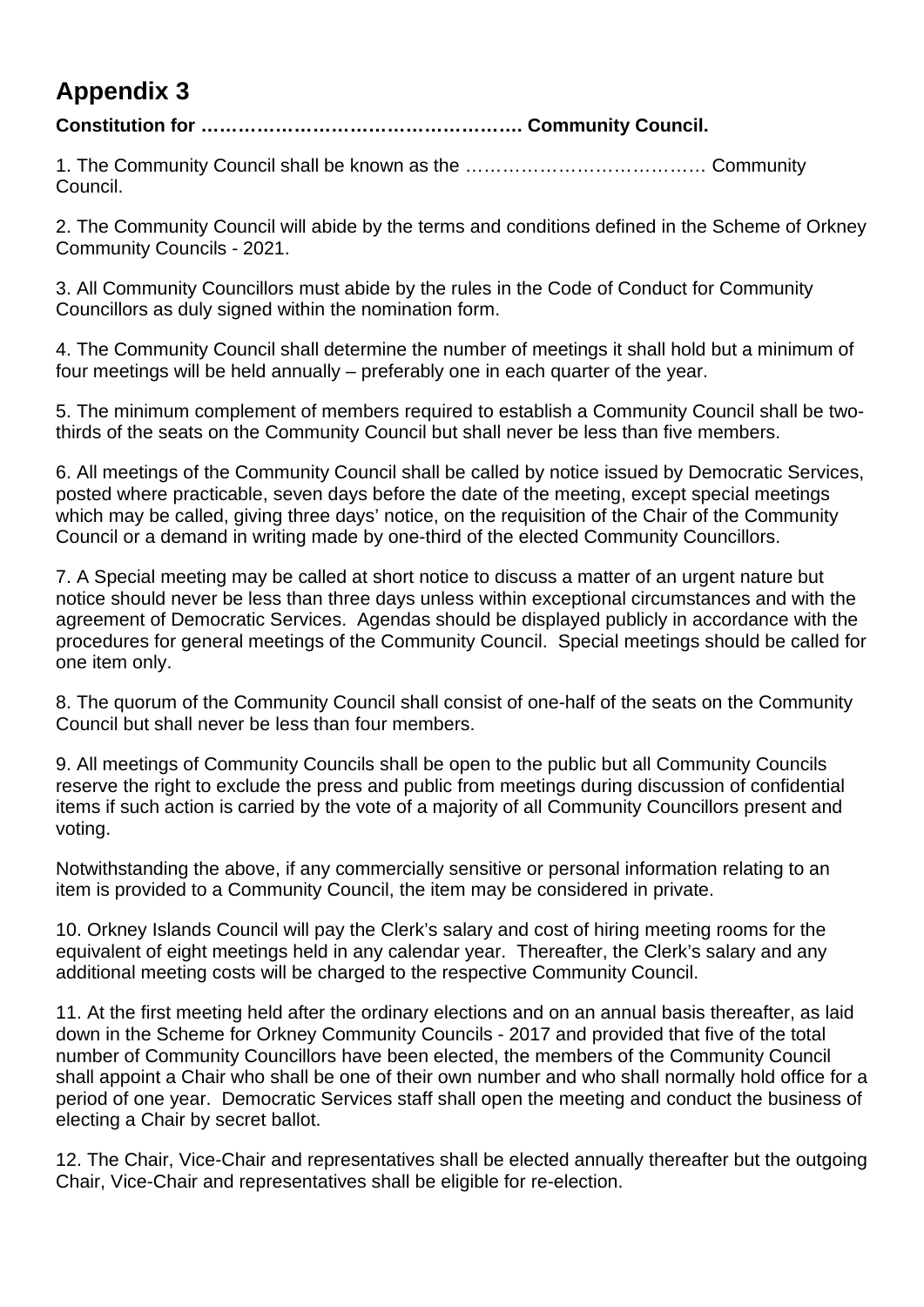# Appendix 3

**Constitution for ……………………………………………. Community Council.**

1. The Community Council shall be known as the ………………………………… Community Council.

2. The Community Council will abide by the terms and conditions defined in the Scheme of Orkney Community Councils - 2021.

3. All Community Councillors must abide by the rules in the Code of Conduct for Community Councillors as duly signed within the nomination form.

4. The Community Council shall determine the number of meetings it shall hold but a minimum of four meetings will be held annually – preferably one in each quarter of the year.

5. The minimum complement of members required to establish a Community Council shall be two-thirds of the seats on the Community Council but shall never be less than five members.

6. All meetings of the Community Council shall be called by notice issued by Democratic Services, posted where practicable, seven days before the date of the meeting, except special meetings which may be called, giving three days' notice, on the requisition of the Chair of the Community Council or a demand in writing made by one-third of the elected Community Councillors.

7. A Special meeting may be called at short notice to discuss a matter of an urgent nature but notice should never be less than three days unless within exceptional circumstances and with the agreement of Democratic Services. Agendas should be displayed publicly in accordance with the procedures for general meetings of the Community Council. Special meetings should be called for one item only.

8. The quorum of the Community Council shall consist of one-half of the seats on the Community Council but shall never be less than four members.

9. All meetings of Community Councils shall be open to the public but all Community Councils reserve the right to exclude the press and public from meetings during discussion of confidential items if such action is carried by the vote of a majority of all Community Councillors present and voting.

Notwithstanding the above, if any commercially sensitive or personal information relating to an item is provided to a Community Council, the item may be considered in private.

10. Orkney Islands Council will pay the Clerk's salary and cost of hiring meeting rooms for the equivalent of eight meetings held in any calendar year. Thereafter, the Clerk's salary and any additional meeting costs will be charged to the respective Community Council.

11. At the first meeting held after the ordinary elections and on an annual basis thereafter, as laid down in the Scheme for Orkney Community Councils - 2017 and provided that five of the total number of Community Councillors have been elected, the members of the Community Council shall appoint a Chair who shall be one of their own number and who shall normally hold office for a period of one year. Democratic Services staff shall open the meeting and conduct the business of electing a Chair by secret ballot.

12. The Chair, Vice-Chair and representatives shall be elected annually thereafter but the outgoing Chair, Vice-Chair and representatives shall be eligible for re-election.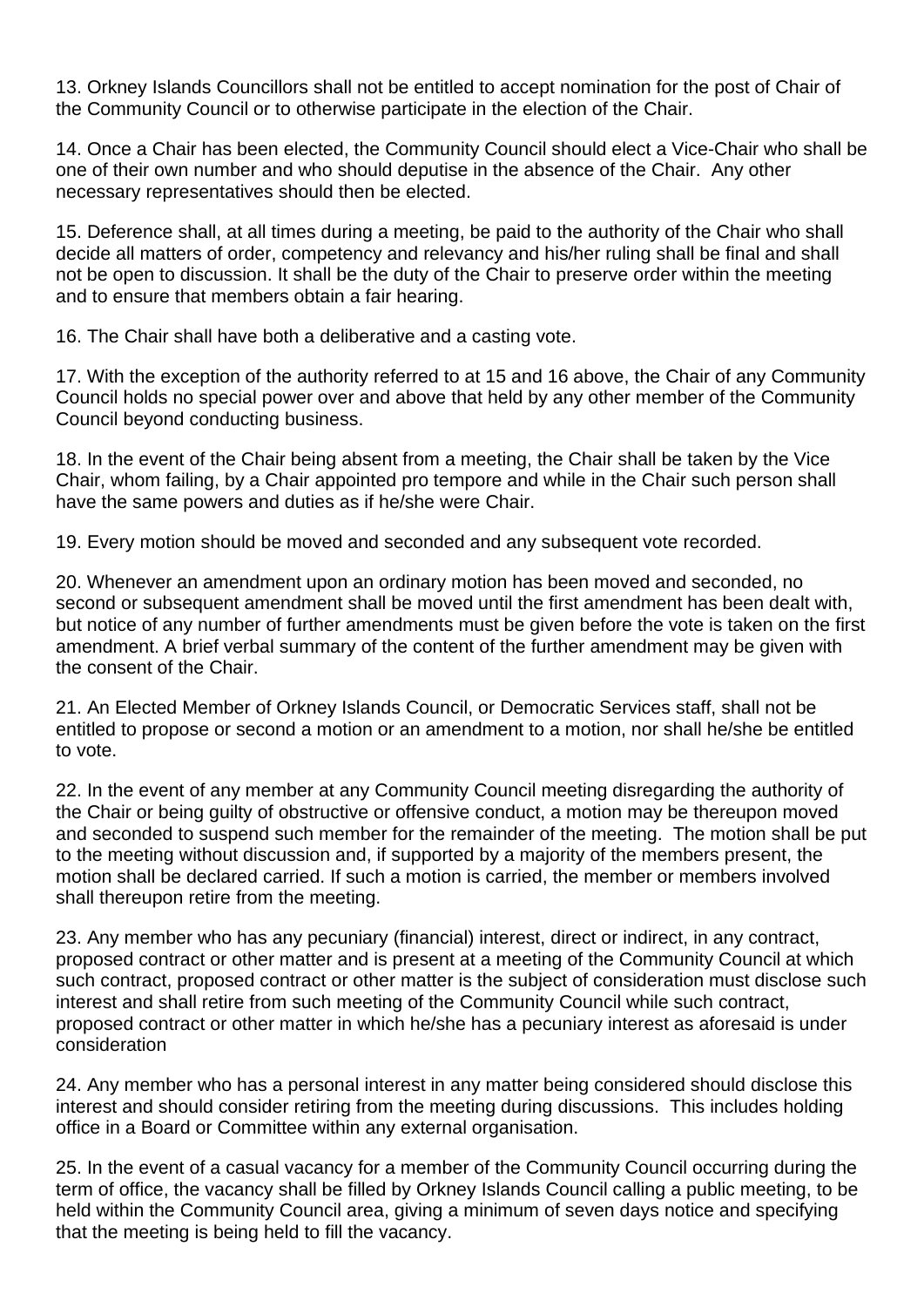13. Orkney Islands Councillors shall not be entitled to accept nomination for the post of Chair of the Community Council or to otherwise participate in the election of the Chair.

14. Once a Chair has been elected, the Community Council should elect a Vice-Chair who shall be one of their own number and who should deputise in the absence of the Chair. Any other necessary representatives should then be elected.

15. Deference shall, at all times during a meeting, be paid to the authority of the Chair who shall decide all matters of order, competency and relevancy and his/her ruling shall be final and shall not be open to discussion. It shall be the duty of the Chair to preserve order within the meeting and to ensure that members obtain a fair hearing.

16. The Chair shall have both a deliberative and a casting vote.

17. With the exception of the authority referred to at 15 and 16 above, the Chair of any Community Council holds no special power over and above that held by any other member of the Community Council beyond conducting business.

18. In the event of the Chair being absent from a meeting, the Chair shall be taken by the Vice Chair, whom failing, by a Chair appointed pro tempore and while in the Chair such person shall have the same powers and duties as if he/she were Chair.

19. Every motion should be moved and seconded and any subsequent vote recorded.

20. Whenever an amendment upon an ordinary motion has been moved and seconded, no second or subsequent amendment shall be moved until the first amendment has been dealt with, but notice of any number of further amendments must be given before the vote is taken on the first amendment. A brief verbal summary of the content of the further amendment may be given with the consent of the Chair.

21. An Elected Member of Orkney Islands Council, or Democratic Services staff, shall not be entitled to propose or second a motion or an amendment to a motion, nor shall he/she be entitled to vote.

22. In the event of any member at any Community Council meeting disregarding the authority of the Chair or being guilty of obstructive or offensive conduct, a motion may be thereupon moved and seconded to suspend such member for the remainder of the meeting. The motion shall be put to the meeting without discussion and, if supported by a majority of the members present, the motion shall be declared carried. If such a motion is carried, the member or members involved shall thereupon retire from the meeting.

23. Any member who has any pecuniary (financial) interest, direct or indirect, in any contract, proposed contract or other matter and is present at a meeting of the Community Council at which such contract, proposed contract or other matter is the subject of consideration must disclose such interest and shall retire from such meeting of the Community Council while such contract, proposed contract or other matter in which he/she has a pecuniary interest as aforesaid is under consideration

24. Any member who has a personal interest in any matter being considered should disclose this interest and should consider retiring from the meeting during discussions. This includes holding office in a Board or Committee within any external organisation.

25. In the event of a casual vacancy for a member of the Community Council occurring during the term of office, the vacancy shall be filled by Orkney Islands Council calling a public meeting, to be held within the Community Council area, giving a minimum of seven days notice and specifying that the meeting is being held to fill the vacancy.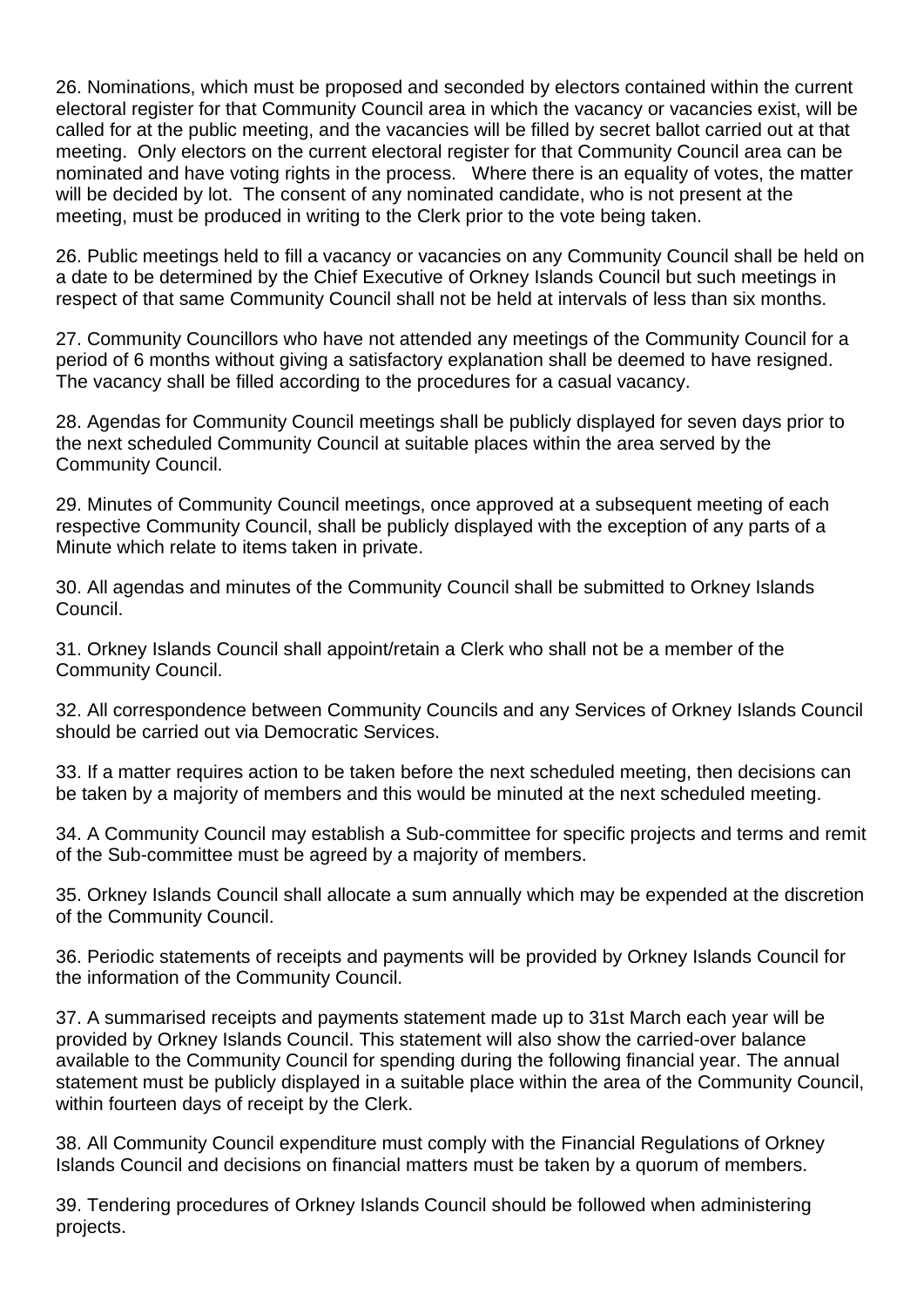26. Nominations, which must be proposed and seconded by electors contained within the current electoral register for that Community Council area in which the vacancy or vacancies exist, will be called for at the public meeting, and the vacancies will be filled by secret ballot carried out at that meeting. Only electors on the current electoral register for that Community Council area can be nominated and have voting rights in the process. Where there is an equality of votes, the matter will be decided by lot. The consent of any nominated candidate, who is not present at the meeting, must be produced in writing to the Clerk prior to the vote being taken.

26. Public meetings held to fill a vacancy or vacancies on any Community Council shall be held on a date to be determined by the Chief Executive of Orkney Islands Council but such meetings in respect of that same Community Council shall not be held at intervals of less than six months.

27. Community Councillors who have not attended any meetings of the Community Council for a period of 6 months without giving a satisfactory explanation shall be deemed to have resigned. The vacancy shall be filled according to the procedures for a casual vacancy.

28. Agendas for Community Council meetings shall be publicly displayed for seven days prior to the next scheduled Community Council at suitable places within the area served by the Community Council.

29. Minutes of Community Council meetings, once approved at a subsequent meeting of each respective Community Council, shall be publicly displayed with the exception of any parts of a Minute which relate to items taken in private.

30. All agendas and minutes of the Community Council shall be submitted to Orkney Islands Council.

31. Orkney Islands Council shall appoint/retain a Clerk who shall not be a member of the Community Council.

32. All correspondence between Community Councils and any Services of Orkney Islands Council should be carried out via Democratic Services.

33. If a matter requires action to be taken before the next scheduled meeting, then decisions can be taken by a majority of members and this would be minuted at the next scheduled meeting.

34. A Community Council may establish a Sub-committee for specific projects and terms and remit of the Sub-committee must be agreed by a majority of members.

35. Orkney Islands Council shall allocate a sum annually which may be expended at the discretion of the Community Council.

36. Periodic statements of receipts and payments will be provided by Orkney Islands Council for the information of the Community Council.

37. A summarised receipts and payments statement made up to 31st March each year will be provided by Orkney Islands Council. This statement will also show the carried-over balance available to the Community Council for spending during the following financial year. The annual statement must be publicly displayed in a suitable place within the area of the Community Council, within fourteen days of receipt by the Clerk.

38. All Community Council expenditure must comply with the Financial Regulations of Orkney Islands Council and decisions on financial matters must be taken by a quorum of members.

39. Tendering procedures of Orkney Islands Council should be followed when administering projects.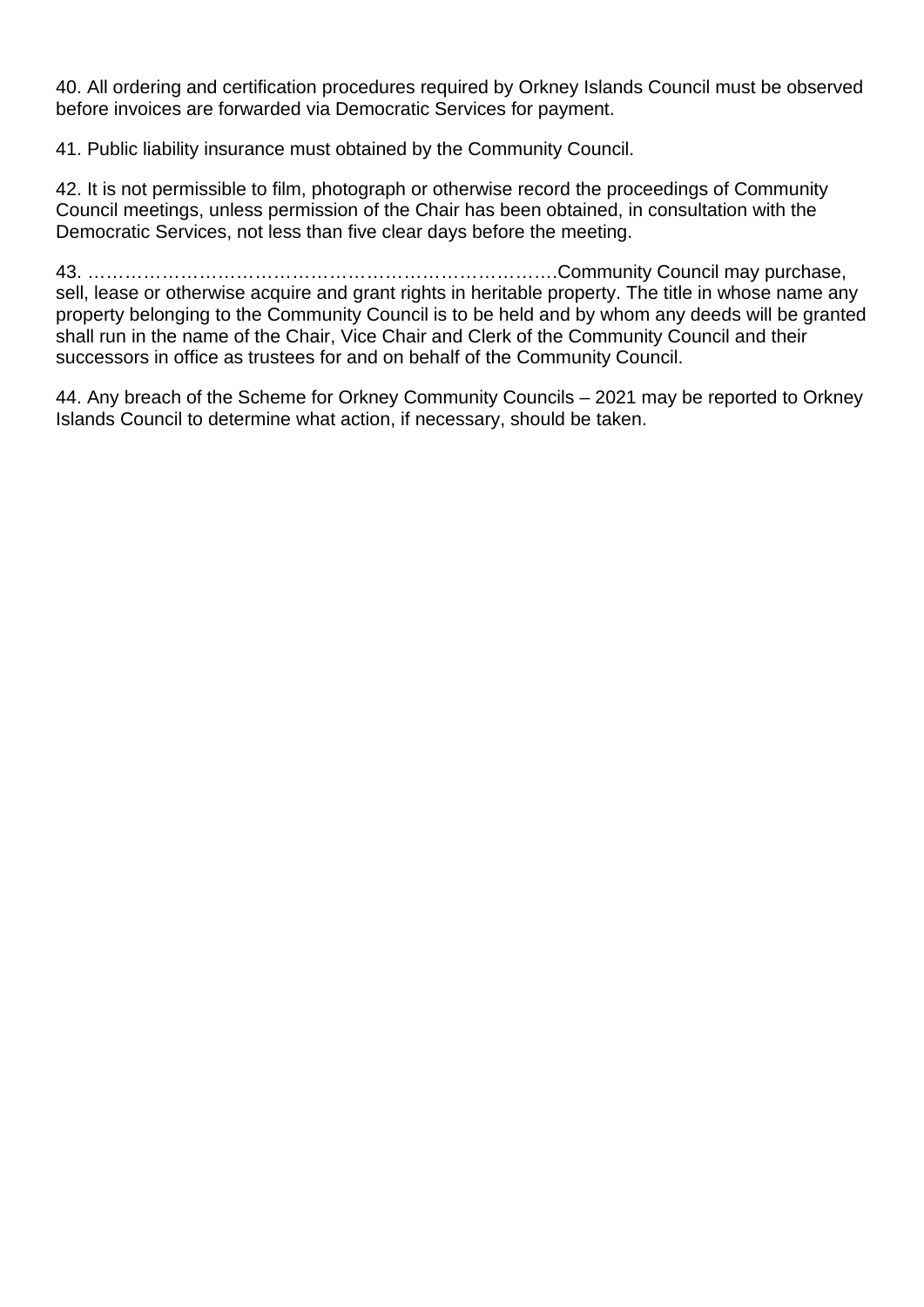40. All ordering and certification procedures required by Orkney Islands Council must be observed before invoices are forwarded via Democratic Services for payment.

41. Public liability insurance must obtained by the Community Council.

42. It is not permissible to film, photograph or otherwise record the proceedings of Community Council meetings, unless permission of the Chair has been obtained, in consultation with the Democratic Services, not less than five clear days before the meeting.

43. ……………………………………………………………………….Community Council may purchase, sell, lease or otherwise acquire and grant rights in heritable property. The title in whose name any property belonging to the Community Council is to be held and by whom any deeds will be granted shall run in the name of the Chair, Vice Chair and Clerk of the Community Council and their successors in office as trustees for and on behalf of the Community Council.

44. Any breach of the Scheme for Orkney Community Councils – 2021 may be reported to Orkney Islands Council to determine what action, if necessary, should be taken.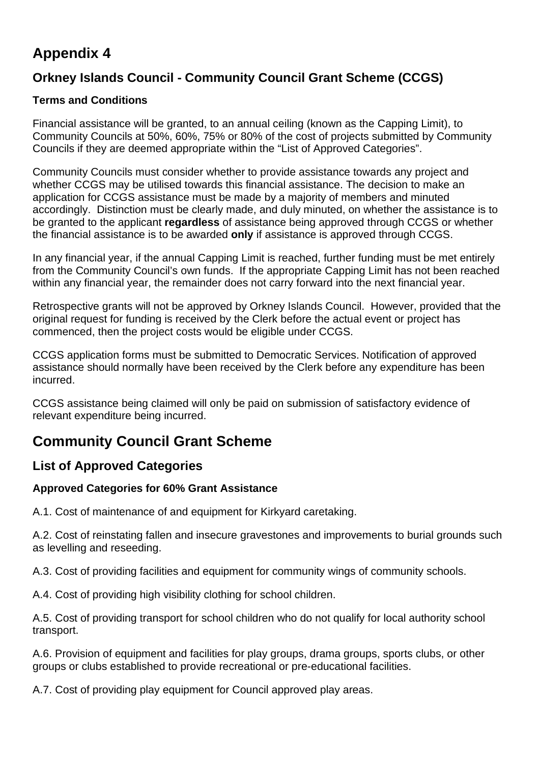# Appendix 4

## Orkney Islands Council - Community Council Grant Scheme (CCGS)

### Terms and Conditions

Financial assistance will be granted, to an annual ceiling (known as the Capping Limit), to Community Councils at 50%, 60%, 75% or 80% of the cost of projects submitted by Community Councils if they are deemed appropriate within the "List of Approved Categories".

Community Councils must consider whether to provide assistance towards any project and whether CCGS may be utilised towards this financial assistance. The decision to make an application for CCGS assistance must be made by a majority of members and minuted accordingly. Distinction must be clearly made, and duly minuted, on whether the assistance is to be granted to the applicant **regardless** of assistance being approved through CCGS or whether the financial assistance is to be awarded **only** if assistance is approved through CCGS.

In any financial year, if the annual Capping Limit is reached, further funding must be met entirely from the Community Council's own funds. If the appropriate Capping Limit has not been reached within any financial year, the remainder does not carry forward into the next financial year.

Retrospective grants will not be approved by Orkney Islands Council. However, provided that the original request for funding is received by the Clerk before the actual event or project has commenced, then the project costs would be eligible under CCGS.

CCGS application forms must be submitted to Democratic Services. Notification of approved assistance should normally have been received by the Clerk before any expenditure has been incurred.

CCGS assistance being claimed will only be paid on submission of satisfactory evidence of relevant expenditure being incurred.

# Community Council Grant Scheme

## List of Approved Categories

### Approved Categories for 60% Grant Assistance

A.1. Cost of maintenance of and equipment for Kirkyard caretaking.

A.2. Cost of reinstating fallen and insecure gravestones and improvements to burial grounds such as levelling and reseeding.

A.3. Cost of providing facilities and equipment for community wings of community schools.

A.4. Cost of providing high visibility clothing for school children.

A.5. Cost of providing transport for school children who do not qualify for local authority school transport.

A.6. Provision of equipment and facilities for play groups, drama groups, sports clubs, or other groups or clubs established to provide recreational or pre-educational facilities.

A.7. Cost of providing play equipment for Council approved play areas.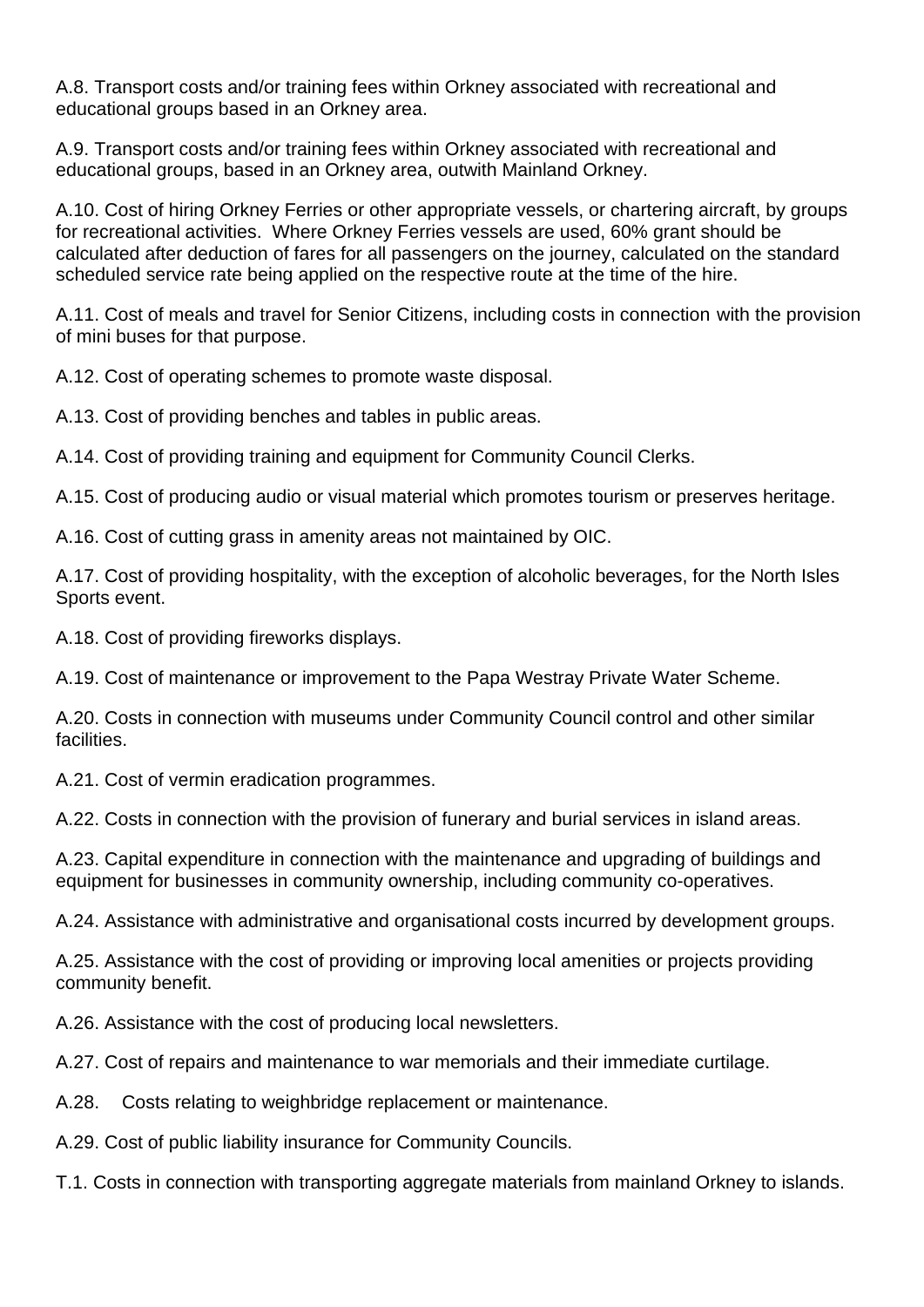A.8. Transport costs and/or training fees within Orkney associated with recreational and educational groups based in an Orkney area.

A.9. Transport costs and/or training fees within Orkney associated with recreational and educational groups, based in an Orkney area, outwith Mainland Orkney.

A.10. Cost of hiring Orkney Ferries or other appropriate vessels, or chartering aircraft, by groups for recreational activities. Where Orkney Ferries vessels are used, 60% grant should be calculated after deduction of fares for all passengers on the journey, calculated on the standard scheduled service rate being applied on the respective route at the time of the hire.

A.11. Cost of meals and travel for Senior Citizens, including costs in connection with the provision of mini buses for that purpose.

A.12. Cost of operating schemes to promote waste disposal.

A.13. Cost of providing benches and tables in public areas.

A.14. Cost of providing training and equipment for Community Council Clerks.

A.15. Cost of producing audio or visual material which promotes tourism or preserves heritage.

A.16. Cost of cutting grass in amenity areas not maintained by OIC.

A.17. Cost of providing hospitality, with the exception of alcoholic beverages, for the North Isles Sports event.

A.18. Cost of providing fireworks displays.

A.19. Cost of maintenance or improvement to the Papa Westray Private Water Scheme.

A.20. Costs in connection with museums under Community Council control and other similar facilities.

A.21. Cost of vermin eradication programmes.

A.22. Costs in connection with the provision of funerary and burial services in island areas.

A.23. Capital expenditure in connection with the maintenance and upgrading of buildings and equipment for businesses in community ownership, including community co-operatives.

A.24. Assistance with administrative and organisational costs incurred by development groups.

A.25. Assistance with the cost of providing or improving local amenities or projects providing community benefit.

A.26. Assistance with the cost of producing local newsletters.

A.27. Cost of repairs and maintenance to war memorials and their immediate curtilage.

A.28. Costs relating to weighbridge replacement or maintenance.

A.29. Cost of public liability insurance for Community Councils.

T.1. Costs in connection with transporting aggregate materials from mainland Orkney to islands.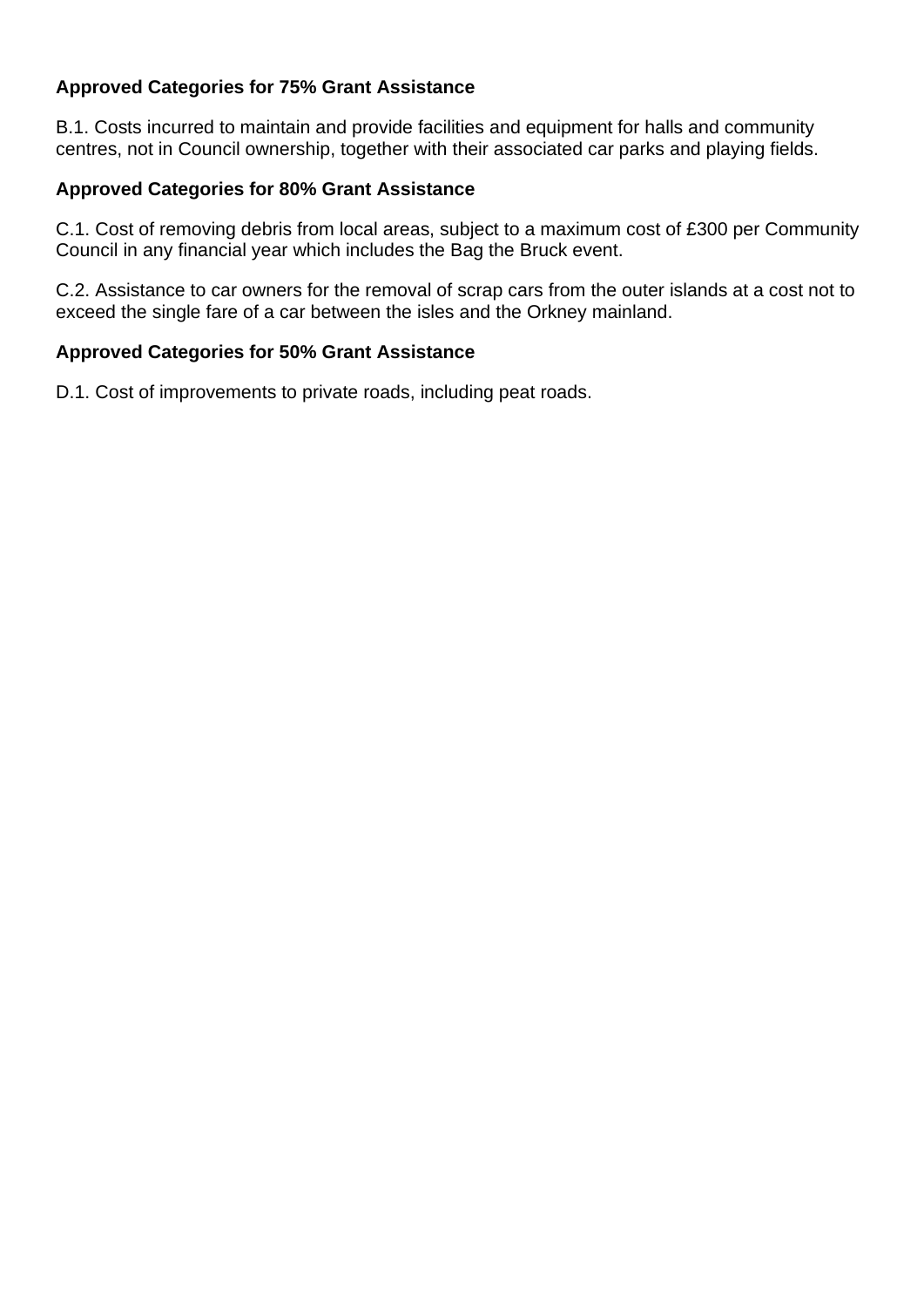**Approved Categories for 75% Grant Assistance**

B.1. Costs incurred to maintain and provide facilities and equipment for halls and community centres, not in Council ownership, together with their associated car parks and playing fields.

**Approved Categories for 80% Grant Assistance**

C.1. Cost of removing debris from local areas, subject to a maximum cost of £300 per Community Council in any financial year which includes the Bag the Bruck event.

C.2. Assistance to car owners for the removal of scrap cars from the outer islands at a cost not to exceed the single fare of a car between the isles and the Orkney mainland.

**Approved Categories for 50% Grant Assistance**

D.1. Cost of improvements to private roads, including peat roads.